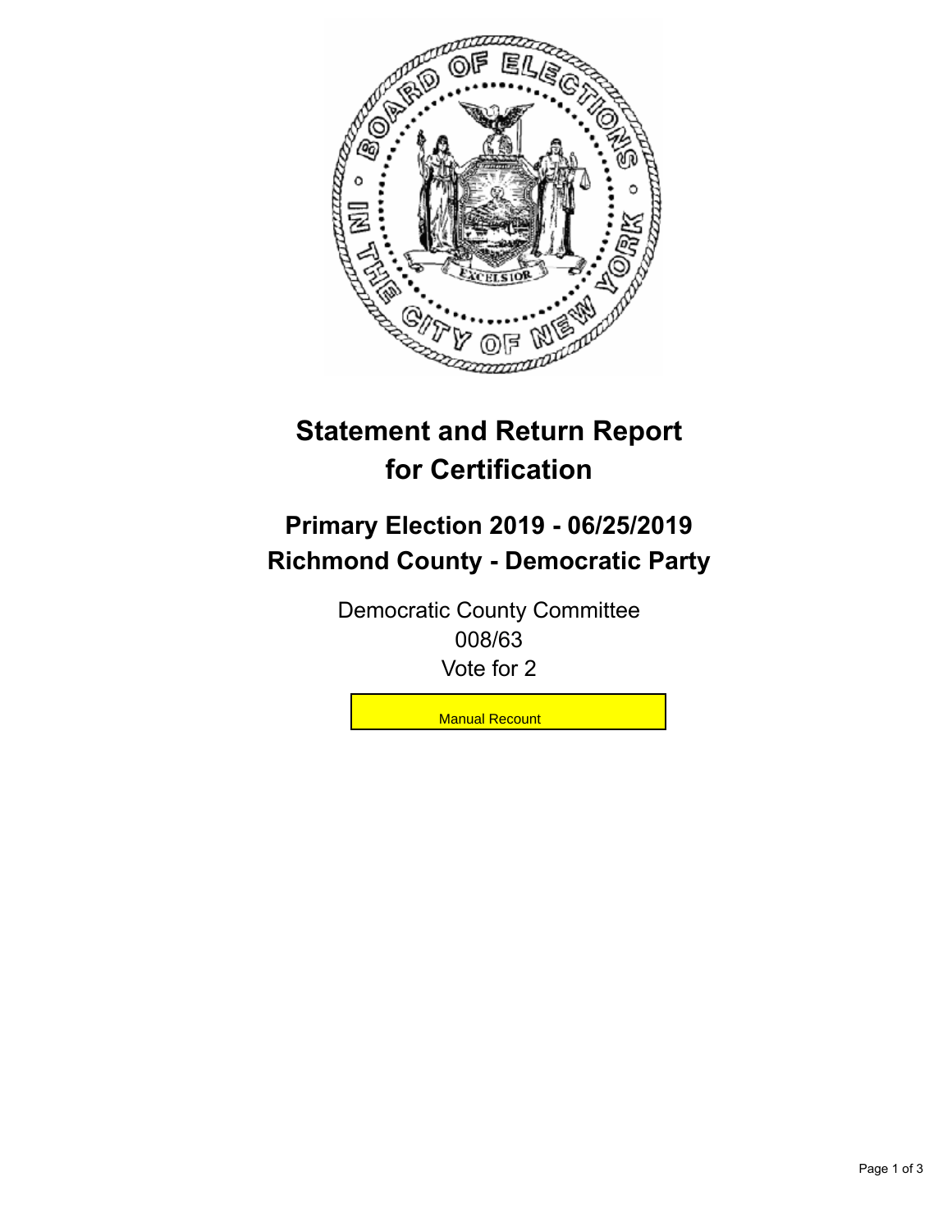# Statement and Return Report for Certification

## Primary Election 2019 - 06/25/2019
## Richmond County - Democratic Party

Democratic County Committee
008/63
Vote for 2

Manual Recount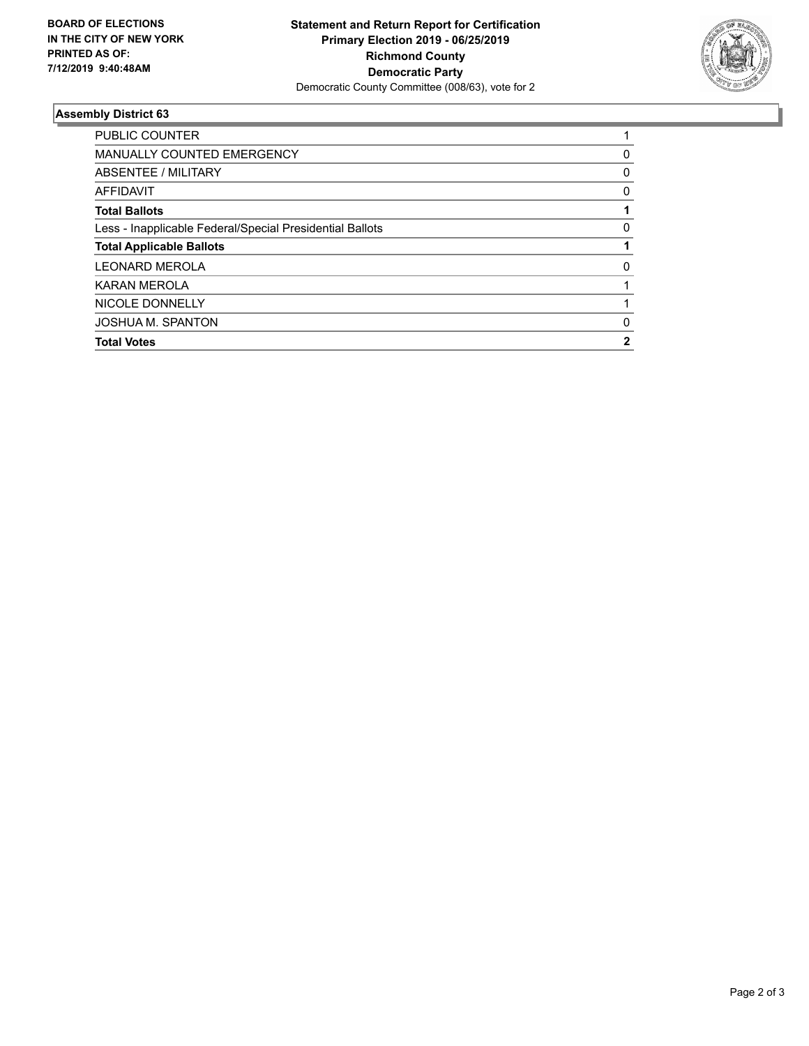**BOARD OF ELECTIONS IN THE CITY OF NEW YORK PRINTED AS OF: 7/12/2019 9:40:48AM**

**Statement and Return Report for Certification**
**Primary Election 2019 - 06/25/2019**
**Richmond County**
**Democratic Party**
Democratic County Committee (008/63), vote for 2

### Assembly District 63

| | |
|---|---|
| PUBLIC COUNTER | 1 |
| MANUALLY COUNTED EMERGENCY | 0 |
| ABSENTEE / MILITARY | 0 |
| AFFIDAVIT | 0 |
| **Total Ballots** | **1** |
| Less - Inapplicable Federal/Special Presidential Ballots | 0 |
| **Total Applicable Ballots** | **1** |
| LEONARD MEROLA | 0 |
| KARAN MEROLA | 1 |
| NICOLE DONNELLY | 1 |
| JOSHUA M. SPANTON | 0 |
| **Total Votes** | **2** |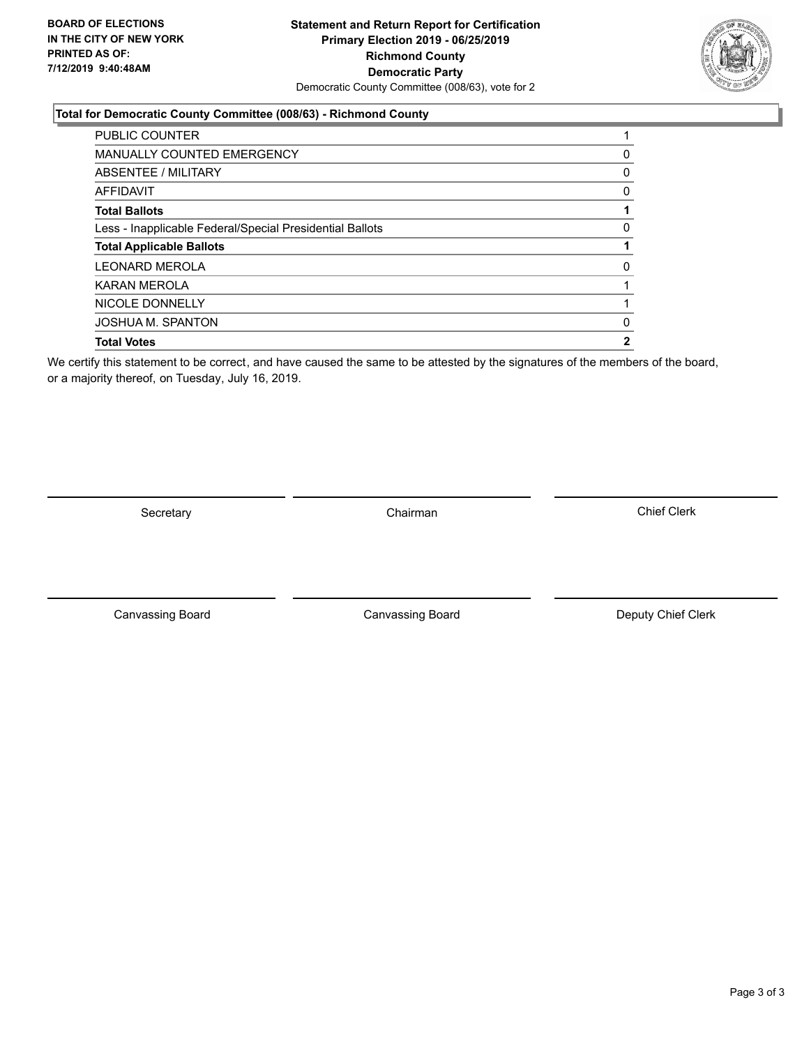**BOARD OF ELECTIONS IN THE CITY OF NEW YORK PRINTED AS OF: 7/12/2019 9:40:48AM**

**Statement and Return Report for Certification**
**Primary Election 2019 - 06/25/2019**
**Richmond County**
**Democratic Party**
Democratic County Committee (008/63), vote for 2

### Total for Democratic County Committee (008/63) - Richmond County

| | |
|---|---|
| PUBLIC COUNTER | 1 |
| MANUALLY COUNTED EMERGENCY | 0 |
| ABSENTEE / MILITARY | 0 |
| AFFIDAVIT | 0 |
| **Total Ballots** | **1** |
| Less - Inapplicable Federal/Special Presidential Ballots | 0 |
| **Total Applicable Ballots** | **1** |
| LEONARD MEROLA | 0 |
| KARAN MEROLA | 1 |
| NICOLE DONNELLY | 1 |
| JOSHUA M. SPANTON | 0 |
| **Total Votes** | **2** |

We certify this statement to be correct, and have caused the same to be attested by the signatures of the members of the board, or a majority thereof, on Tuesday, July 16, 2019.

Secretary

Chairman

Chief Clerk

Canvassing Board

Canvassing Board

Deputy Chief Clerk